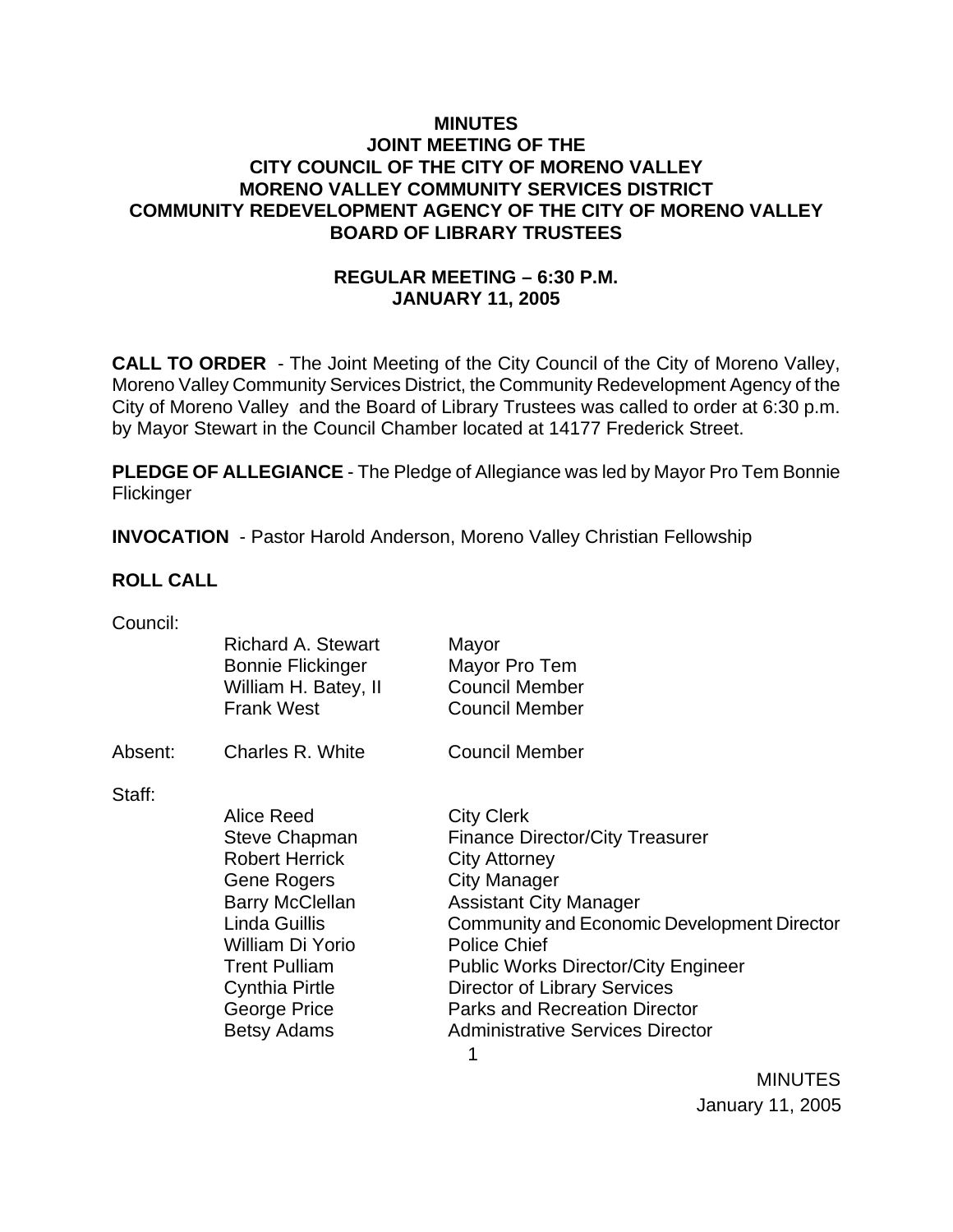# MINUTES
# JOINT MEETING OF THE
# CITY COUNCIL OF THE CITY OF MORENO VALLEY
# MORENO VALLEY COMMUNITY SERVICES DISTRICT
# COMMUNITY REDEVELOPMENT AGENCY OF THE CITY OF MORENO VALLEY
# BOARD OF LIBRARY TRUSTEES

## REGULAR MEETING – 6:30 P.M.
## JANUARY 11, 2005

**CALL TO ORDER** - The Joint Meeting of the City Council of the City of Moreno Valley, Moreno Valley Community Services District, the Community Redevelopment Agency of the City of Moreno Valley and the Board of Library Trustees was called to order at 6:30 p.m. by Mayor Stewart in the Council Chamber located at 14177 Frederick Street.

**PLEDGE OF ALLEGIANCE** - The Pledge of Allegiance was led by Mayor Pro Tem Bonnie Flickinger

**INVOCATION** - Pastor Harold Anderson, Moreno Valley Christian Fellowship

**ROLL CALL**

Council:

| | | |
|---|---|---|
| | Richard A. Stewart | Mayor |
| | Bonnie Flickinger | Mayor Pro Tem |
| | William H. Batey, II | Council Member |
| | Frank West | Council Member |
| Absent: | Charles R. White | Council Member |

Staff:

| | | |
|---|---|---|
| | Alice Reed | City Clerk |
| | Steve Chapman | Finance Director/City Treasurer |
| | Robert Herrick | City Attorney |
| | Gene Rogers | City Manager |
| | Barry McClellan | Assistant City Manager |
| | Linda Guillis | Community and Economic Development Director |
| | William Di Yorio | Police Chief |
| | Trent Pulliam | Public Works Director/City Engineer |
| | Cynthia Pirtle | Director of Library Services |
| | George Price | Parks and Recreation Director |
| | Betsy Adams | Administrative Services Director |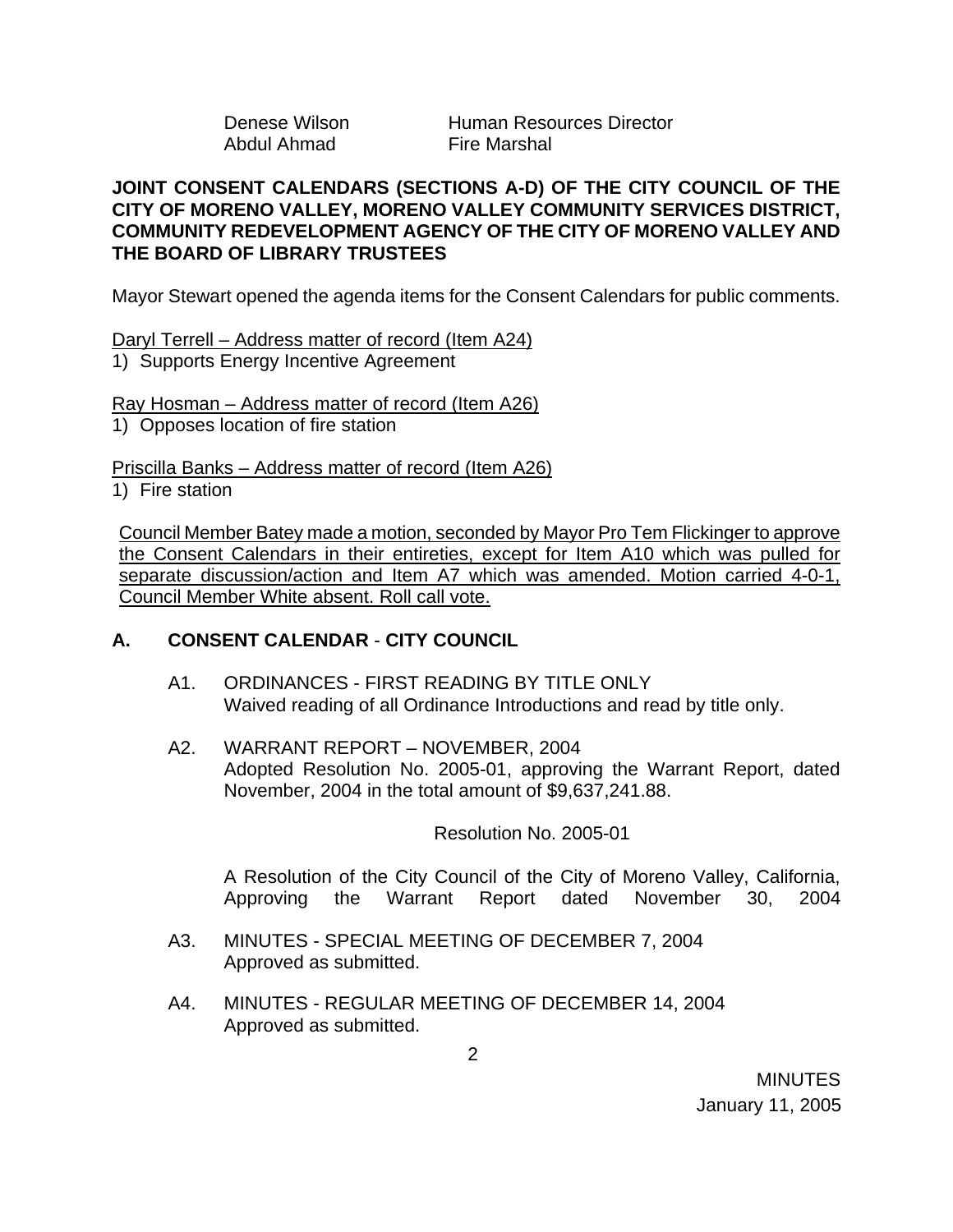Denese Wilson Human Resources Director
Abdul Ahmad Fire Marshal

**JOINT CONSENT CALENDARS (SECTIONS A-D) OF THE CITY COUNCIL OF THE CITY OF MORENO VALLEY, MORENO VALLEY COMMUNITY SERVICES DISTRICT, COMMUNITY REDEVELOPMENT AGENCY OF THE CITY OF MORENO VALLEY AND THE BOARD OF LIBRARY TRUSTEES**

Mayor Stewart opened the agenda items for the Consent Calendars for public comments.

Daryl Terrell – Address matter of record (Item A24)
1) Supports Energy Incentive Agreement

Ray Hosman – Address matter of record (Item A26)
1) Opposes location of fire station

Priscilla Banks – Address matter of record (Item A26)
1) Fire station

Council Member Batey made a motion, seconded by Mayor Pro Tem Flickinger to approve the Consent Calendars in their entireties, except for Item A10 which was pulled for separate discussion/action and Item A7 which was amended. Motion carried 4-0-1, Council Member White absent. Roll call vote.

## A. CONSENT CALENDAR - CITY COUNCIL

A1. ORDINANCES - FIRST READING BY TITLE ONLY
Waived reading of all Ordinance Introductions and read by title only.

A2. WARRANT REPORT – NOVEMBER, 2004
Adopted Resolution No. 2005-01, approving the Warrant Report, dated November, 2004 in the total amount of $9,637,241.88.

Resolution No. 2005-01

A Resolution of the City Council of the City of Moreno Valley, California, Approving the Warrant Report dated November 30, 2004

A3. MINUTES - SPECIAL MEETING OF DECEMBER 7, 2004
Approved as submitted.

A4. MINUTES - REGULAR MEETING OF DECEMBER 14, 2004
Approved as submitted.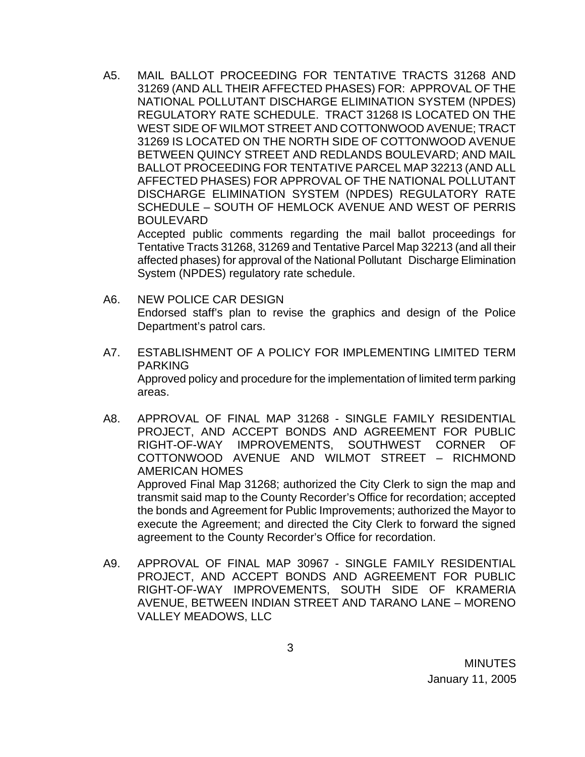A5. MAIL BALLOT PROCEEDING FOR TENTATIVE TRACTS 31268 AND 31269 (AND ALL THEIR AFFECTED PHASES) FOR: APPROVAL OF THE NATIONAL POLLUTANT DISCHARGE ELIMINATION SYSTEM (NPDES) REGULATORY RATE SCHEDULE. TRACT 31268 IS LOCATED ON THE WEST SIDE OF WILMOT STREET AND COTTONWOOD AVENUE; TRACT 31269 IS LOCATED ON THE NORTH SIDE OF COTTONWOOD AVENUE BETWEEN QUINCY STREET AND REDLANDS BOULEVARD; AND MAIL BALLOT PROCEEDING FOR TENTATIVE PARCEL MAP 32213 (AND ALL AFFECTED PHASES) FOR APPROVAL OF THE NATIONAL POLLUTANT DISCHARGE ELIMINATION SYSTEM (NPDES) REGULATORY RATE SCHEDULE – SOUTH OF HEMLOCK AVENUE AND WEST OF PERRIS BOULEVARD

Accepted public comments regarding the mail ballot proceedings for Tentative Tracts 31268, 31269 and Tentative Parcel Map 32213 (and all their affected phases) for approval of the National Pollutant Discharge Elimination System (NPDES) regulatory rate schedule.

A6. NEW POLICE CAR DESIGN

Endorsed staff's plan to revise the graphics and design of the Police Department's patrol cars.

A7. ESTABLISHMENT OF A POLICY FOR IMPLEMENTING LIMITED TERM PARKING

Approved policy and procedure for the implementation of limited term parking areas.

A8. APPROVAL OF FINAL MAP 31268 - SINGLE FAMILY RESIDENTIAL PROJECT, AND ACCEPT BONDS AND AGREEMENT FOR PUBLIC RIGHT-OF-WAY IMPROVEMENTS, SOUTHWEST CORNER OF COTTONWOOD AVENUE AND WILMOT STREET – RICHMOND AMERICAN HOMES

Approved Final Map 31268; authorized the City Clerk to sign the map and transmit said map to the County Recorder's Office for recordation; accepted the bonds and Agreement for Public Improvements; authorized the Mayor to execute the Agreement; and directed the City Clerk to forward the signed agreement to the County Recorder's Office for recordation.

A9. APPROVAL OF FINAL MAP 30967 - SINGLE FAMILY RESIDENTIAL PROJECT, AND ACCEPT BONDS AND AGREEMENT FOR PUBLIC RIGHT-OF-WAY IMPROVEMENTS, SOUTH SIDE OF KRAMERIA AVENUE, BETWEEN INDIAN STREET AND TARANO LANE – MORENO VALLEY MEADOWS, LLC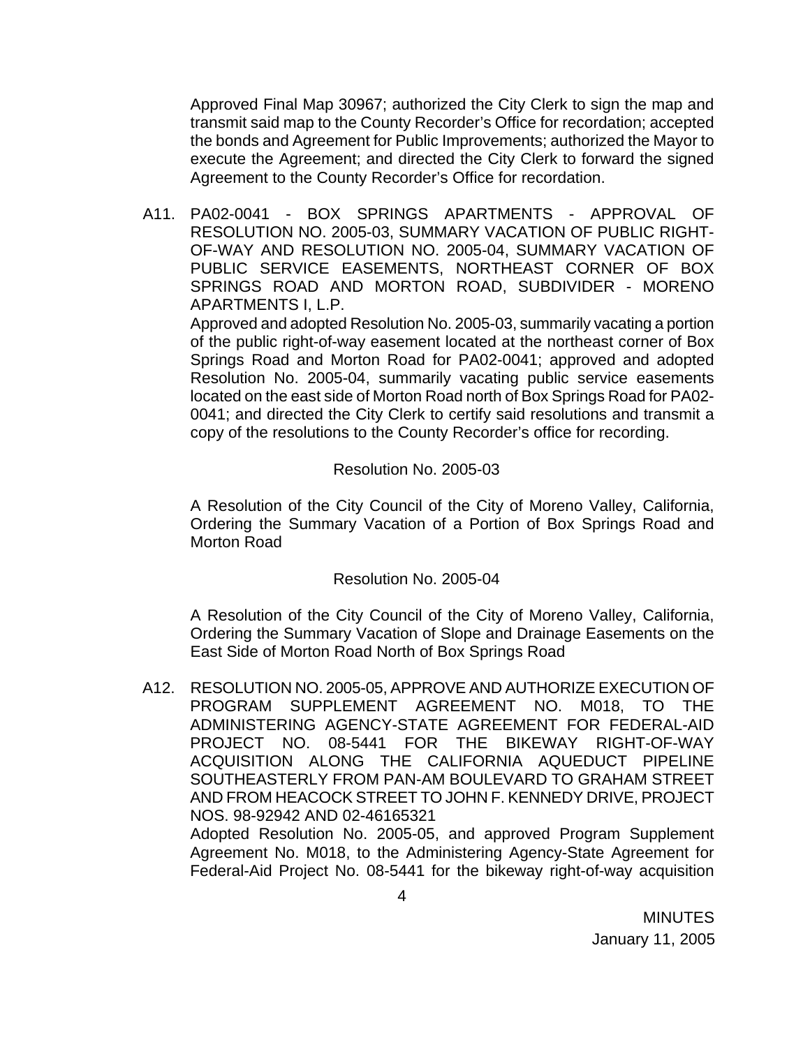Approved Final Map 30967; authorized the City Clerk to sign the map and transmit said map to the County Recorder's Office for recordation; accepted the bonds and Agreement for Public Improvements; authorized the Mayor to execute the Agreement; and directed the City Clerk to forward the signed Agreement to the County Recorder's Office for recordation.

A11. PA02-0041 - BOX SPRINGS APARTMENTS - APPROVAL OF RESOLUTION NO. 2005-03, SUMMARY VACATION OF PUBLIC RIGHT-OF-WAY AND RESOLUTION NO. 2005-04, SUMMARY VACATION OF PUBLIC SERVICE EASEMENTS, NORTHEAST CORNER OF BOX SPRINGS ROAD AND MORTON ROAD, SUBDIVIDER - MORENO APARTMENTS I, L.P.

Approved and adopted Resolution No. 2005-03, summarily vacating a portion of the public right-of-way easement located at the northeast corner of Box Springs Road and Morton Road for PA02-0041; approved and adopted Resolution No. 2005-04, summarily vacating public service easements located on the east side of Morton Road north of Box Springs Road for PA02-0041; and directed the City Clerk to certify said resolutions and transmit a copy of the resolutions to the County Recorder's office for recording.

Resolution No. 2005-03

A Resolution of the City Council of the City of Moreno Valley, California, Ordering the Summary Vacation of a Portion of Box Springs Road and Morton Road

Resolution No. 2005-04

A Resolution of the City Council of the City of Moreno Valley, California, Ordering the Summary Vacation of Slope and Drainage Easements on the East Side of Morton Road North of Box Springs Road

A12. RESOLUTION NO. 2005-05, APPROVE AND AUTHORIZE EXECUTION OF PROGRAM SUPPLEMENT AGREEMENT NO. M018, TO THE ADMINISTERING AGENCY-STATE AGREEMENT FOR FEDERAL-AID PROJECT NO. 08-5441 FOR THE BIKEWAY RIGHT-OF-WAY ACQUISITION ALONG THE CALIFORNIA AQUEDUCT PIPELINE SOUTHEASTERLY FROM PAN-AM BOULEVARD TO GRAHAM STREET AND FROM HEACOCK STREET TO JOHN F. KENNEDY DRIVE, PROJECT NOS. 98-92942 AND 02-46165321

Adopted Resolution No. 2005-05, and approved Program Supplement Agreement No. M018, to the Administering Agency-State Agreement for Federal-Aid Project No. 08-5441 for the bikeway right-of-way acquisition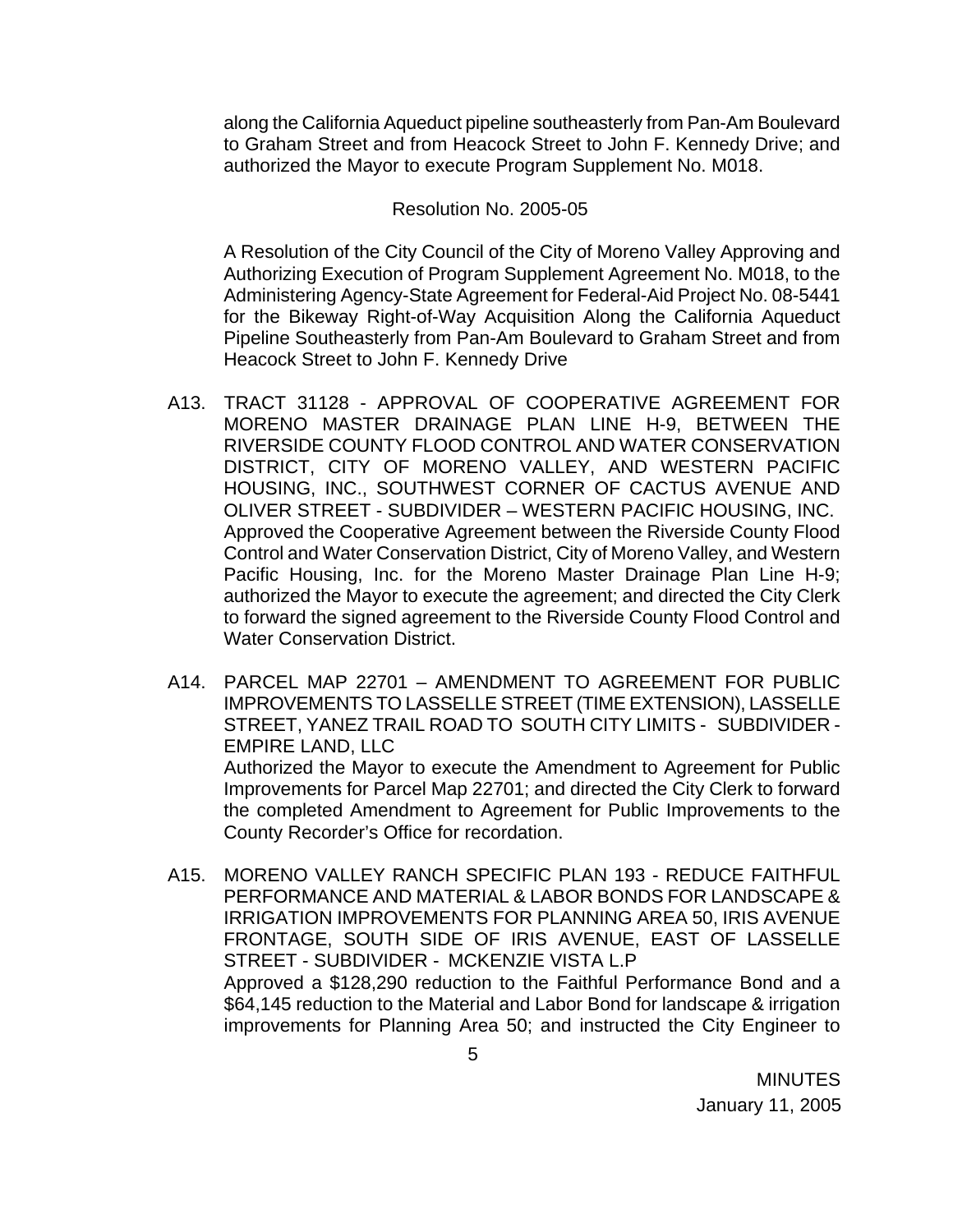along the California Aqueduct pipeline southeasterly from Pan-Am Boulevard to Graham Street and from Heacock Street to John F. Kennedy Drive; and authorized the Mayor to execute Program Supplement No. M018.

Resolution No. 2005-05

A Resolution of the City Council of the City of Moreno Valley Approving and Authorizing Execution of Program Supplement Agreement No. M018, to the Administering Agency-State Agreement for Federal-Aid Project No. 08-5441 for the Bikeway Right-of-Way Acquisition Along the California Aqueduct Pipeline Southeasterly from Pan-Am Boulevard to Graham Street and from Heacock Street to John F. Kennedy Drive

A13. TRACT 31128 - APPROVAL OF COOPERATIVE AGREEMENT FOR MORENO MASTER DRAINAGE PLAN LINE H-9, BETWEEN THE RIVERSIDE COUNTY FLOOD CONTROL AND WATER CONSERVATION DISTRICT, CITY OF MORENO VALLEY, AND WESTERN PACIFIC HOUSING, INC., SOUTHWEST CORNER OF CACTUS AVENUE AND OLIVER STREET - SUBDIVIDER – WESTERN PACIFIC HOUSING, INC.
Approved the Cooperative Agreement between the Riverside County Flood Control and Water Conservation District, City of Moreno Valley, and Western Pacific Housing, Inc. for the Moreno Master Drainage Plan Line H-9; authorized the Mayor to execute the agreement; and directed the City Clerk to forward the signed agreement to the Riverside County Flood Control and Water Conservation District.

A14. PARCEL MAP 22701 – AMENDMENT TO AGREEMENT FOR PUBLIC IMPROVEMENTS TO LASSELLE STREET (TIME EXTENSION), LASSELLE STREET, YANEZ TRAIL ROAD TO SOUTH CITY LIMITS - SUBDIVIDER - EMPIRE LAND, LLC
Authorized the Mayor to execute the Amendment to Agreement for Public Improvements for Parcel Map 22701; and directed the City Clerk to forward the completed Amendment to Agreement for Public Improvements to the County Recorder's Office for recordation.

A15. MORENO VALLEY RANCH SPECIFIC PLAN 193 - REDUCE FAITHFUL PERFORMANCE AND MATERIAL & LABOR BONDS FOR LANDSCAPE & IRRIGATION IMPROVEMENTS FOR PLANNING AREA 50, IRIS AVENUE FRONTAGE, SOUTH SIDE OF IRIS AVENUE, EAST OF LASSELLE STREET - SUBDIVIDER - MCKENZIE VISTA L.P
Approved a $128,290 reduction to the Faithful Performance Bond and a $64,145 reduction to the Material and Labor Bond for landscape & irrigation improvements for Planning Area 50; and instructed the City Engineer to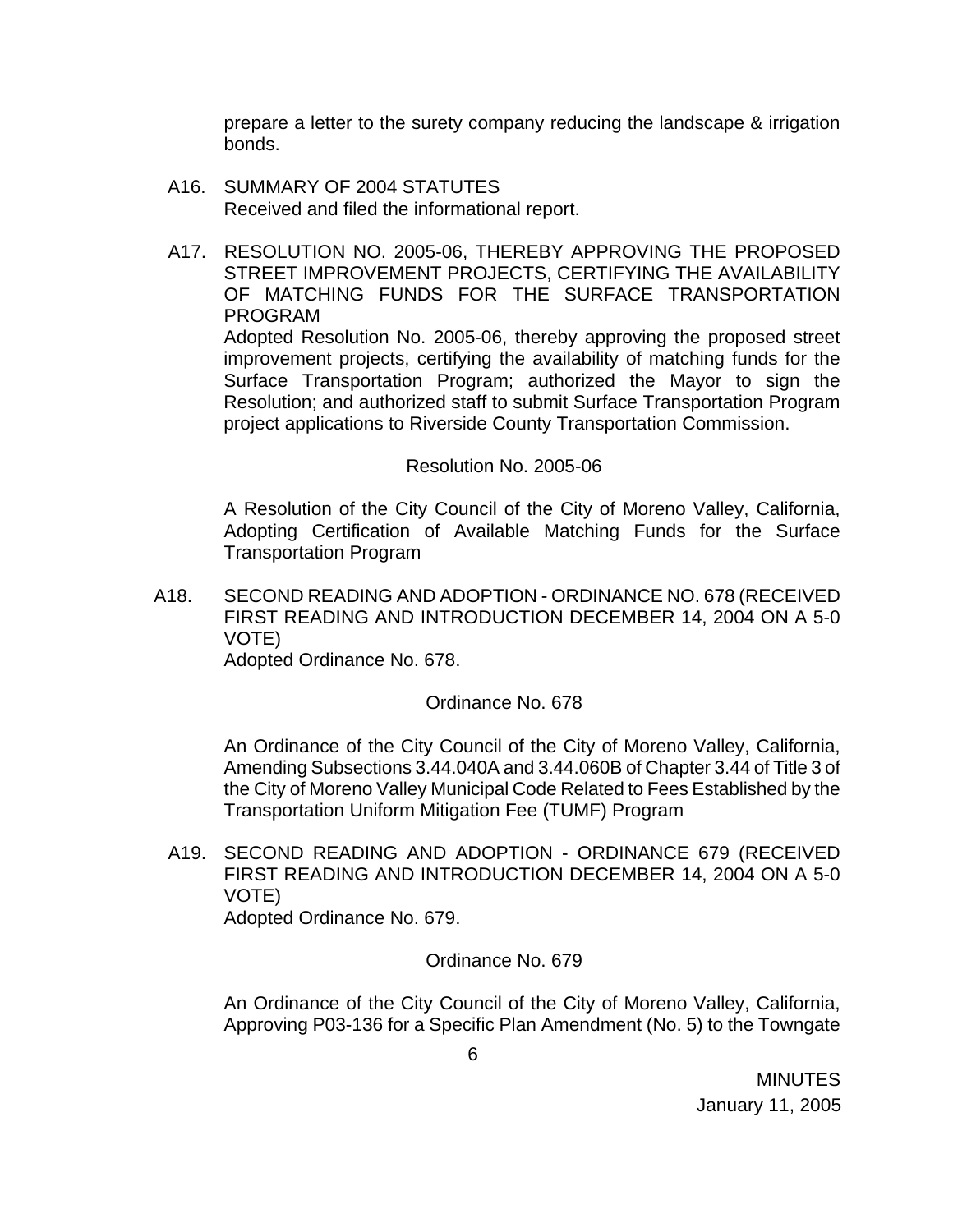prepare a letter to the surety company reducing the landscape & irrigation bonds.

A16. SUMMARY OF 2004 STATUTES
Received and filed the informational report.

A17. RESOLUTION NO. 2005-06, THEREBY APPROVING THE PROPOSED STREET IMPROVEMENT PROJECTS, CERTIFYING THE AVAILABILITY OF MATCHING FUNDS FOR THE SURFACE TRANSPORTATION PROGRAM
Adopted Resolution No. 2005-06, thereby approving the proposed street improvement projects, certifying the availability of matching funds for the Surface Transportation Program; authorized the Mayor to sign the Resolution; and authorized staff to submit Surface Transportation Program project applications to Riverside County Transportation Commission.

Resolution No. 2005-06

A Resolution of the City Council of the City of Moreno Valley, California, Adopting Certification of Available Matching Funds for the Surface Transportation Program

A18. SECOND READING AND ADOPTION - ORDINANCE NO. 678 (RECEIVED FIRST READING AND INTRODUCTION DECEMBER 14, 2004 ON A 5-0 VOTE)
Adopted Ordinance No. 678.

Ordinance No. 678

An Ordinance of the City Council of the City of Moreno Valley, California, Amending Subsections 3.44.040A and 3.44.060B of Chapter 3.44 of Title 3 of the City of Moreno Valley Municipal Code Related to Fees Established by the Transportation Uniform Mitigation Fee (TUMF) Program

A19. SECOND READING AND ADOPTION - ORDINANCE 679 (RECEIVED FIRST READING AND INTRODUCTION DECEMBER 14, 2004 ON A 5-0 VOTE)
Adopted Ordinance No. 679.

Ordinance No. 679

An Ordinance of the City Council of the City of Moreno Valley, California, Approving P03-136 for a Specific Plan Amendment (No. 5) to the Towngate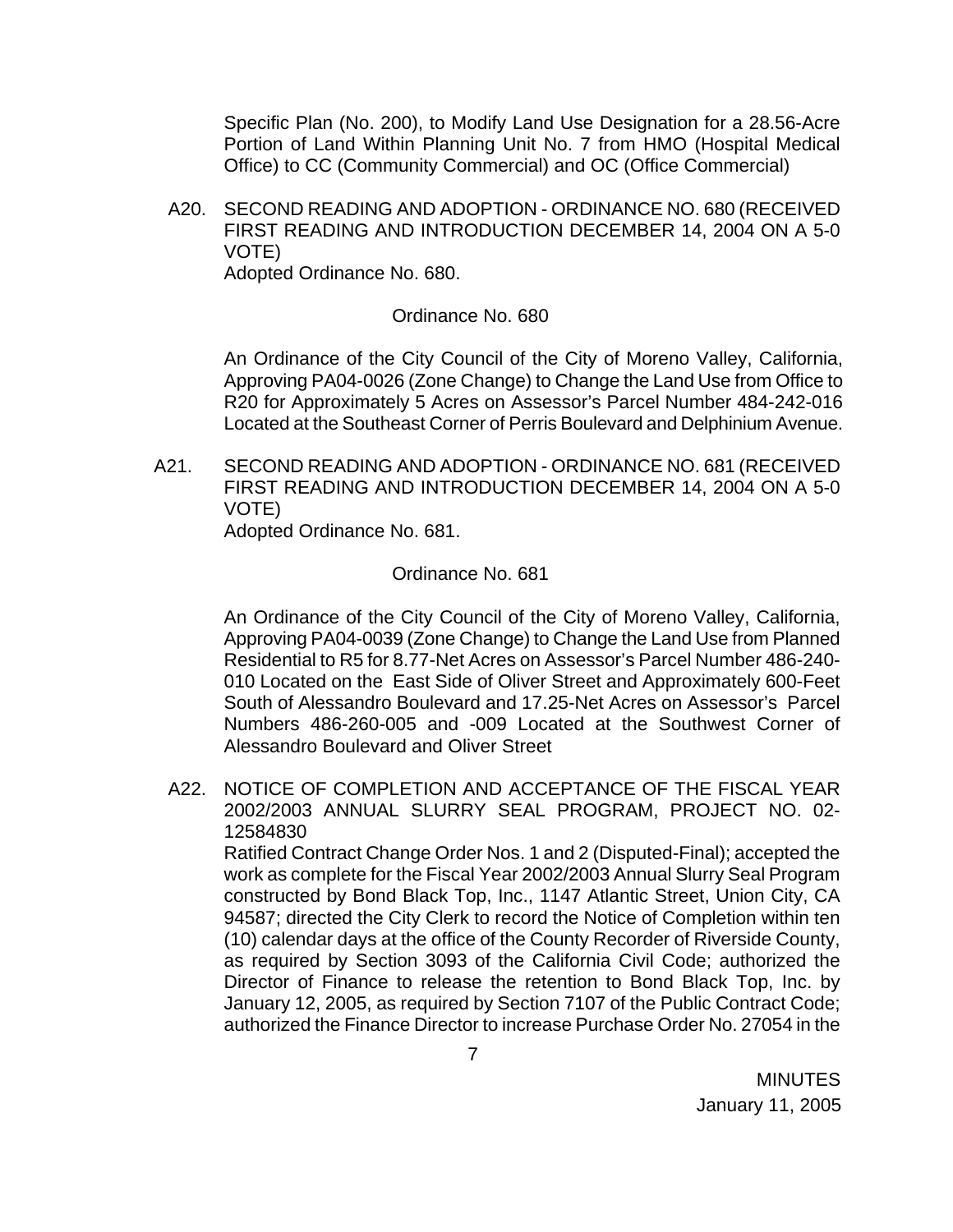Specific Plan (No. 200), to Modify Land Use Designation for a 28.56-Acre Portion of Land Within Planning Unit No. 7 from HMO (Hospital Medical Office) to CC (Community Commercial) and OC (Office Commercial)

A20. SECOND READING AND ADOPTION - ORDINANCE NO. 680 (RECEIVED FIRST READING AND INTRODUCTION DECEMBER 14, 2004 ON A 5-0 VOTE)
Adopted Ordinance No. 680.

Ordinance No. 680

An Ordinance of the City Council of the City of Moreno Valley, California, Approving PA04-0026 (Zone Change) to Change the Land Use from Office to R20 for Approximately 5 Acres on Assessor's Parcel Number 484-242-016 Located at the Southeast Corner of Perris Boulevard and Delphinium Avenue.

A21. SECOND READING AND ADOPTION - ORDINANCE NO. 681 (RECEIVED FIRST READING AND INTRODUCTION DECEMBER 14, 2004 ON A 5-0 VOTE)
Adopted Ordinance No. 681.

Ordinance No. 681

An Ordinance of the City Council of the City of Moreno Valley, California, Approving PA04-0039 (Zone Change) to Change the Land Use from Planned Residential to R5 for 8.77-Net Acres on Assessor's Parcel Number 486-240-010 Located on the East Side of Oliver Street and Approximately 600-Feet South of Alessandro Boulevard and 17.25-Net Acres on Assessor's Parcel Numbers 486-260-005 and -009 Located at the Southwest Corner of Alessandro Boulevard and Oliver Street

A22. NOTICE OF COMPLETION AND ACCEPTANCE OF THE FISCAL YEAR 2002/2003 ANNUAL SLURRY SEAL PROGRAM, PROJECT NO. 02-12584830
Ratified Contract Change Order Nos. 1 and 2 (Disputed-Final); accepted the work as complete for the Fiscal Year 2002/2003 Annual Slurry Seal Program constructed by Bond Black Top, Inc., 1147 Atlantic Street, Union City, CA 94587; directed the City Clerk to record the Notice of Completion within ten (10) calendar days at the office of the County Recorder of Riverside County, as required by Section 3093 of the California Civil Code; authorized the Director of Finance to release the retention to Bond Black Top, Inc. by January 12, 2005, as required by Section 7107 of the Public Contract Code; authorized the Finance Director to increase Purchase Order No. 27054 in the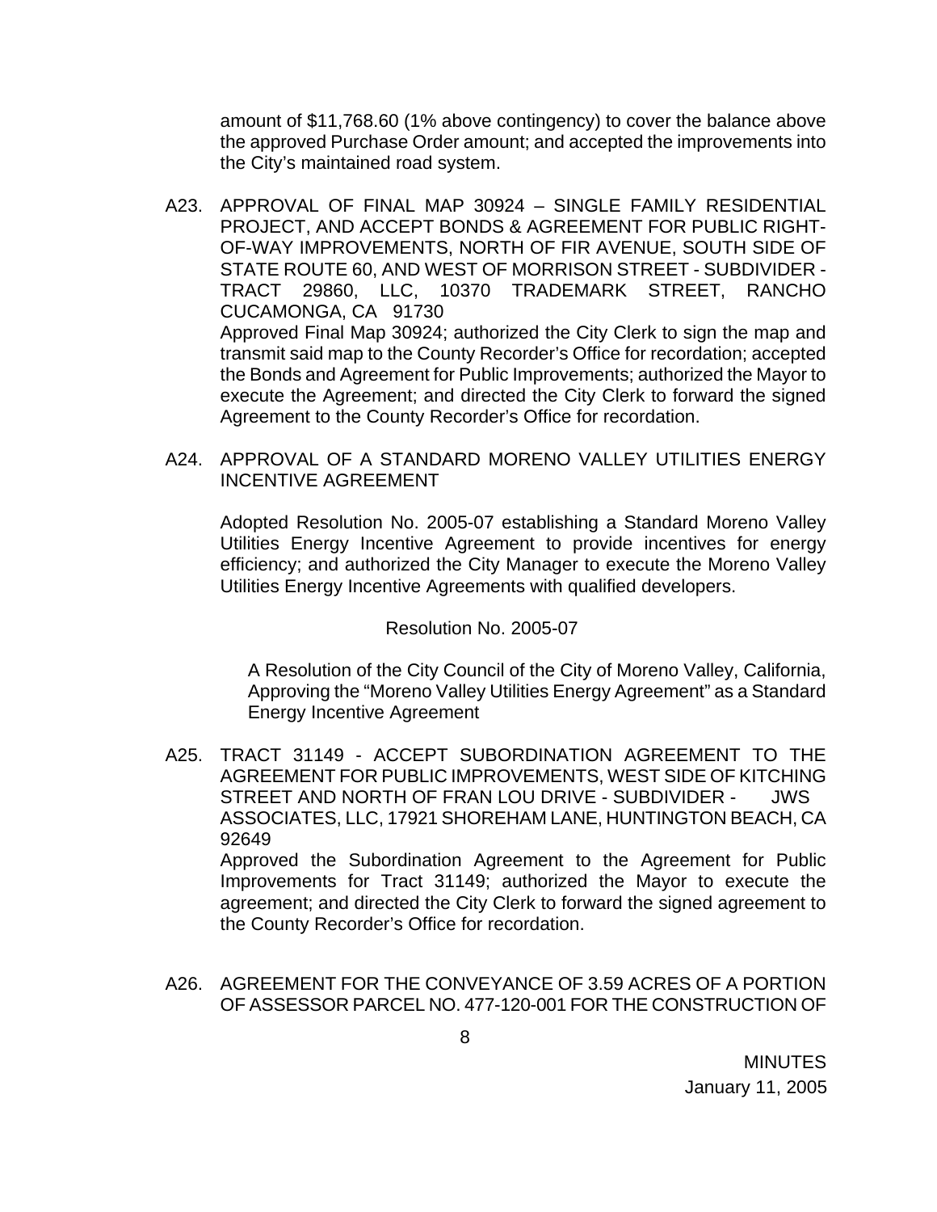amount of $11,768.60 (1% above contingency) to cover the balance above the approved Purchase Order amount; and accepted the improvements into the City's maintained road system.

A23. APPROVAL OF FINAL MAP 30924 – SINGLE FAMILY RESIDENTIAL PROJECT, AND ACCEPT BONDS & AGREEMENT FOR PUBLIC RIGHT-OF-WAY IMPROVEMENTS, NORTH OF FIR AVENUE, SOUTH SIDE OF STATE ROUTE 60, AND WEST OF MORRISON STREET - SUBDIVIDER - TRACT 29860, LLC, 10370 TRADEMARK STREET, RANCHO CUCAMONGA, CA 91730

Approved Final Map 30924; authorized the City Clerk to sign the map and transmit said map to the County Recorder's Office for recordation; accepted the Bonds and Agreement for Public Improvements; authorized the Mayor to execute the Agreement; and directed the City Clerk to forward the signed Agreement to the County Recorder's Office for recordation.

A24. APPROVAL OF A STANDARD MORENO VALLEY UTILITIES ENERGY INCENTIVE AGREEMENT

Adopted Resolution No. 2005-07 establishing a Standard Moreno Valley Utilities Energy Incentive Agreement to provide incentives for energy efficiency; and authorized the City Manager to execute the Moreno Valley Utilities Energy Incentive Agreements with qualified developers.

Resolution No. 2005-07

A Resolution of the City Council of the City of Moreno Valley, California, Approving the "Moreno Valley Utilities Energy Agreement" as a Standard Energy Incentive Agreement

A25. TRACT 31149 - ACCEPT SUBORDINATION AGREEMENT TO THE AGREEMENT FOR PUBLIC IMPROVEMENTS, WEST SIDE OF KITCHING STREET AND NORTH OF FRAN LOU DRIVE - SUBDIVIDER - JWS ASSOCIATES, LLC, 17921 SHOREHAM LANE, HUNTINGTON BEACH, CA 92649

Approved the Subordination Agreement to the Agreement for Public Improvements for Tract 31149; authorized the Mayor to execute the agreement; and directed the City Clerk to forward the signed agreement to the County Recorder's Office for recordation.

A26. AGREEMENT FOR THE CONVEYANCE OF 3.59 ACRES OF A PORTION OF ASSESSOR PARCEL NO. 477-120-001 FOR THE CONSTRUCTION OF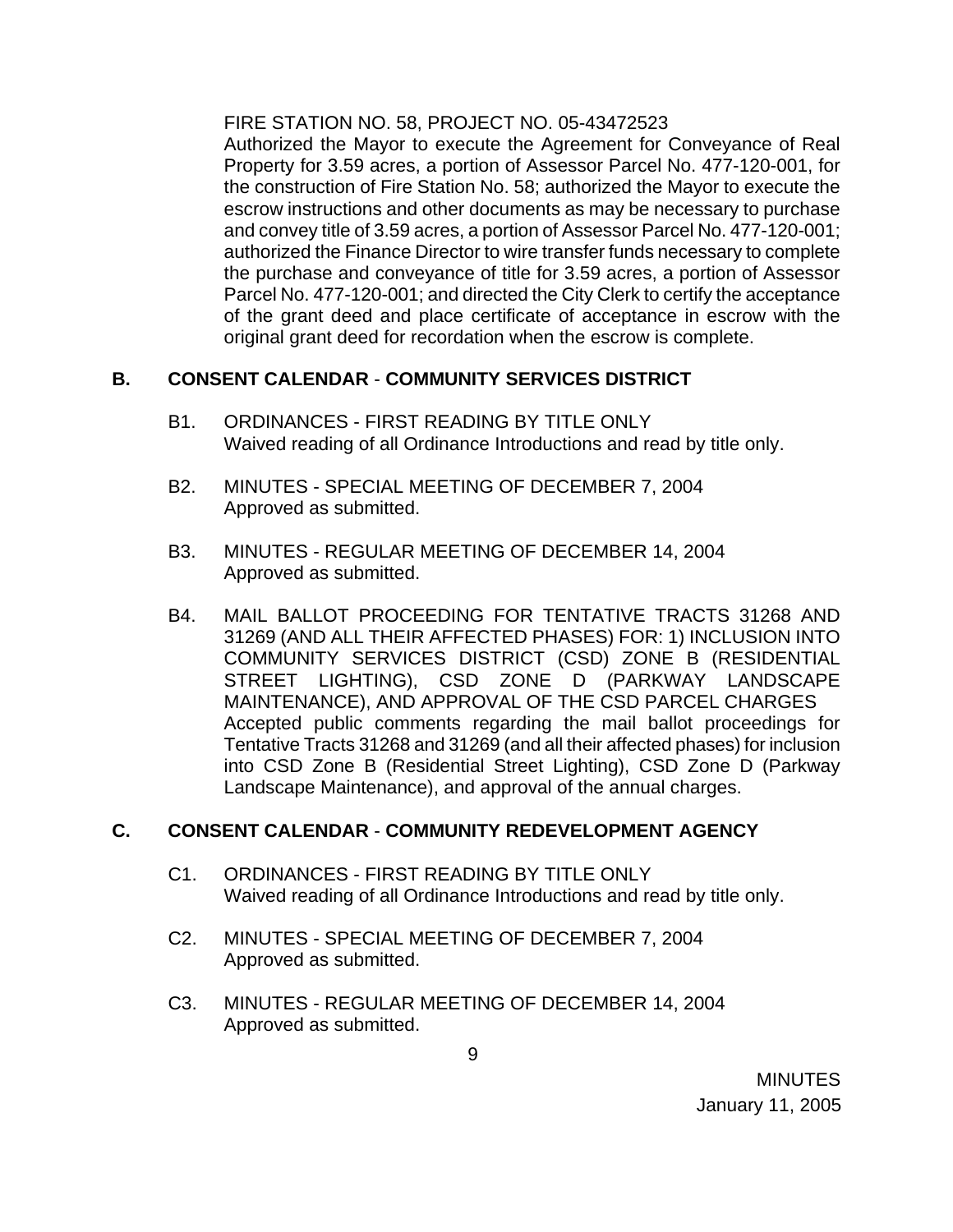FIRE STATION NO. 58, PROJECT NO. 05-43472523
Authorized the Mayor to execute the Agreement for Conveyance of Real Property for 3.59 acres, a portion of Assessor Parcel No. 477-120-001, for the construction of Fire Station No. 58; authorized the Mayor to execute the escrow instructions and other documents as may be necessary to purchase and convey title of 3.59 acres, a portion of Assessor Parcel No. 477-120-001; authorized the Finance Director to wire transfer funds necessary to complete the purchase and conveyance of title for 3.59 acres, a portion of Assessor Parcel No. 477-120-001; and directed the City Clerk to certify the acceptance of the grant deed and place certificate of acceptance in escrow with the original grant deed for recordation when the escrow is complete.

## B. CONSENT CALENDAR - COMMUNITY SERVICES DISTRICT

B1. ORDINANCES - FIRST READING BY TITLE ONLY
Waived reading of all Ordinance Introductions and read by title only.

B2. MINUTES - SPECIAL MEETING OF DECEMBER 7, 2004
Approved as submitted.

B3. MINUTES - REGULAR MEETING OF DECEMBER 14, 2004
Approved as submitted.

B4. MAIL BALLOT PROCEEDING FOR TENTATIVE TRACTS 31268 AND 31269 (AND ALL THEIR AFFECTED PHASES) FOR: 1) INCLUSION INTO COMMUNITY SERVICES DISTRICT (CSD) ZONE B (RESIDENTIAL STREET LIGHTING), CSD ZONE D (PARKWAY LANDSCAPE MAINTENANCE), AND APPROVAL OF THE CSD PARCEL CHARGES
Accepted public comments regarding the mail ballot proceedings for Tentative Tracts 31268 and 31269 (and all their affected phases) for inclusion into CSD Zone B (Residential Street Lighting), CSD Zone D (Parkway Landscape Maintenance), and approval of the annual charges.

## C. CONSENT CALENDAR - COMMUNITY REDEVELOPMENT AGENCY

C1. ORDINANCES - FIRST READING BY TITLE ONLY
Waived reading of all Ordinance Introductions and read by title only.

C2. MINUTES - SPECIAL MEETING OF DECEMBER 7, 2004
Approved as submitted.

C3. MINUTES - REGULAR MEETING OF DECEMBER 14, 2004
Approved as submitted.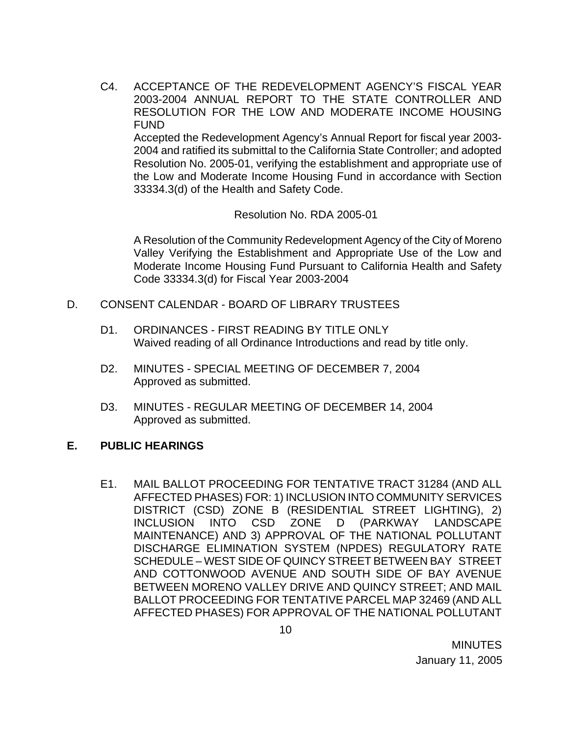C4. ACCEPTANCE OF THE REDEVELOPMENT AGENCY'S FISCAL YEAR 2003-2004 ANNUAL REPORT TO THE STATE CONTROLLER AND RESOLUTION FOR THE LOW AND MODERATE INCOME HOUSING FUND
Accepted the Redevelopment Agency's Annual Report for fiscal year 2003-2004 and ratified its submittal to the California State Controller; and adopted Resolution No. 2005-01, verifying the establishment and appropriate use of the Low and Moderate Income Housing Fund in accordance with Section 33334.3(d) of the Health and Safety Code.

Resolution No. RDA 2005-01

A Resolution of the Community Redevelopment Agency of the City of Moreno Valley Verifying the Establishment and Appropriate Use of the Low and Moderate Income Housing Fund Pursuant to California Health and Safety Code 33334.3(d) for Fiscal Year 2003-2004

D. CONSENT CALENDAR - BOARD OF LIBRARY TRUSTEES

D1. ORDINANCES - FIRST READING BY TITLE ONLY
Waived reading of all Ordinance Introductions and read by title only.

D2. MINUTES - SPECIAL MEETING OF DECEMBER 7, 2004
Approved as submitted.

D3. MINUTES - REGULAR MEETING OF DECEMBER 14, 2004
Approved as submitted.

## E. PUBLIC HEARINGS

E1. MAIL BALLOT PROCEEDING FOR TENTATIVE TRACT 31284 (AND ALL AFFECTED PHASES) FOR: 1) INCLUSION INTO COMMUNITY SERVICES DISTRICT (CSD) ZONE B (RESIDENTIAL STREET LIGHTING), 2) INCLUSION INTO CSD ZONE D (PARKWAY LANDSCAPE MAINTENANCE) AND 3) APPROVAL OF THE NATIONAL POLLUTANT DISCHARGE ELIMINATION SYSTEM (NPDES) REGULATORY RATE SCHEDULE – WEST SIDE OF QUINCY STREET BETWEEN BAY STREET AND COTTONWOOD AVENUE AND SOUTH SIDE OF BAY AVENUE BETWEEN MORENO VALLEY DRIVE AND QUINCY STREET; AND MAIL BALLOT PROCEEDING FOR TENTATIVE PARCEL MAP 32469 (AND ALL AFFECTED PHASES) FOR APPROVAL OF THE NATIONAL POLLUTANT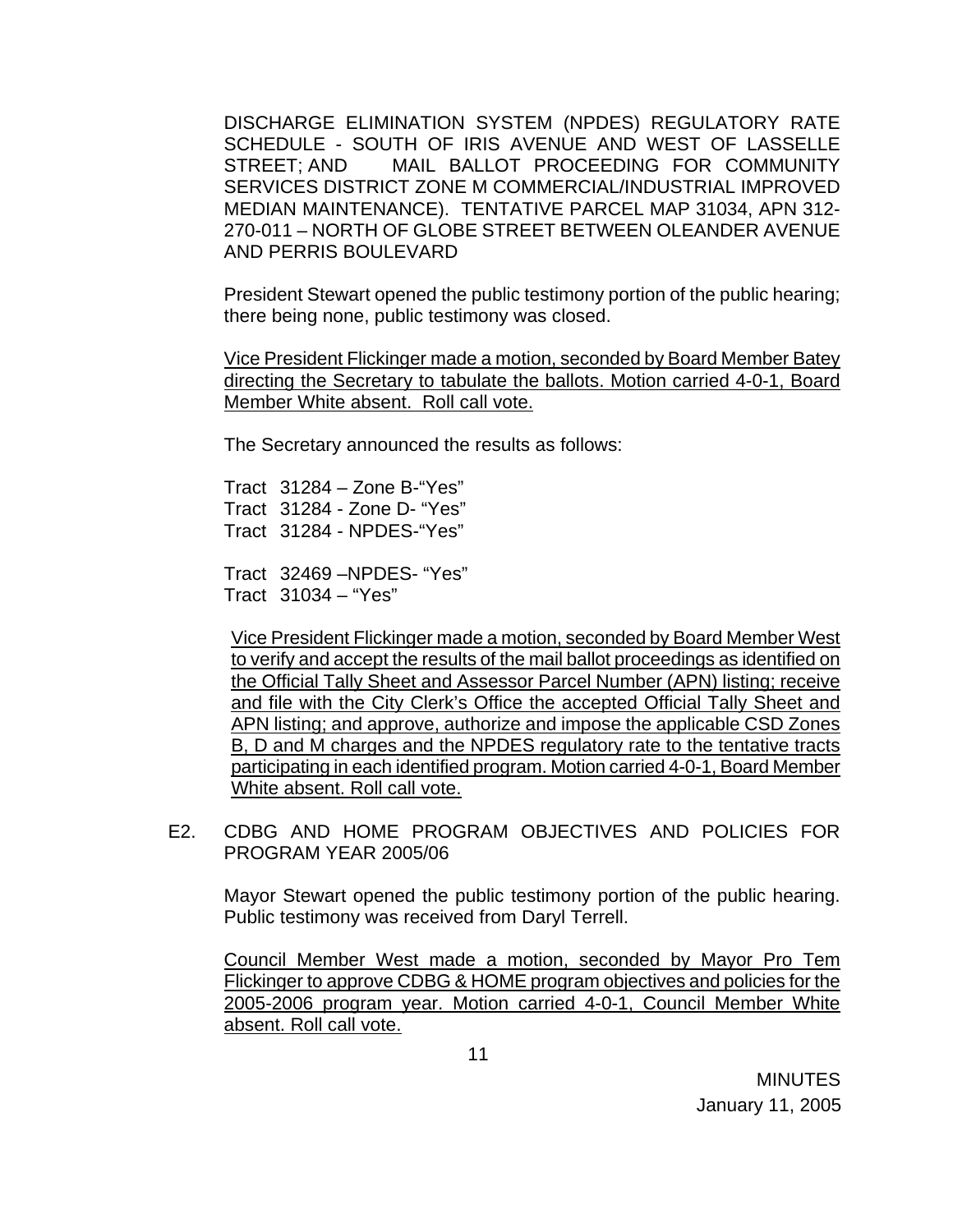DISCHARGE ELIMINATION SYSTEM (NPDES) REGULATORY RATE SCHEDULE - SOUTH OF IRIS AVENUE AND WEST OF LASSELLE STREET; AND MAIL BALLOT PROCEEDING FOR COMMUNITY SERVICES DISTRICT ZONE M COMMERCIAL/INDUSTRIAL IMPROVED MEDIAN MAINTENANCE). TENTATIVE PARCEL MAP 31034, APN 312-270-011 – NORTH OF GLOBE STREET BETWEEN OLEANDER AVENUE AND PERRIS BOULEVARD

President Stewart opened the public testimony portion of the public hearing; there being none, public testimony was closed.

Vice President Flickinger made a motion, seconded by Board Member Batey directing the Secretary to tabulate the ballots. Motion carried 4-0-1, Board Member White absent. Roll call vote.

The Secretary announced the results as follows:

Tract 31284 – Zone B-"Yes"
Tract 31284 - Zone D- "Yes"
Tract 31284 - NPDES-"Yes"

Tract 32469 –NPDES- "Yes"
Tract 31034 – "Yes"

Vice President Flickinger made a motion, seconded by Board Member West to verify and accept the results of the mail ballot proceedings as identified on the Official Tally Sheet and Assessor Parcel Number (APN) listing; receive and file with the City Clerk's Office the accepted Official Tally Sheet and APN listing; and approve, authorize and impose the applicable CSD Zones B, D and M charges and the NPDES regulatory rate to the tentative tracts participating in each identified program. Motion carried 4-0-1, Board Member White absent. Roll call vote.

E2. CDBG AND HOME PROGRAM OBJECTIVES AND POLICIES FOR PROGRAM YEAR 2005/06

Mayor Stewart opened the public testimony portion of the public hearing. Public testimony was received from Daryl Terrell.

Council Member West made a motion, seconded by Mayor Pro Tem Flickinger to approve CDBG & HOME program objectives and policies for the 2005-2006 program year. Motion carried 4-0-1, Council Member White absent. Roll call vote.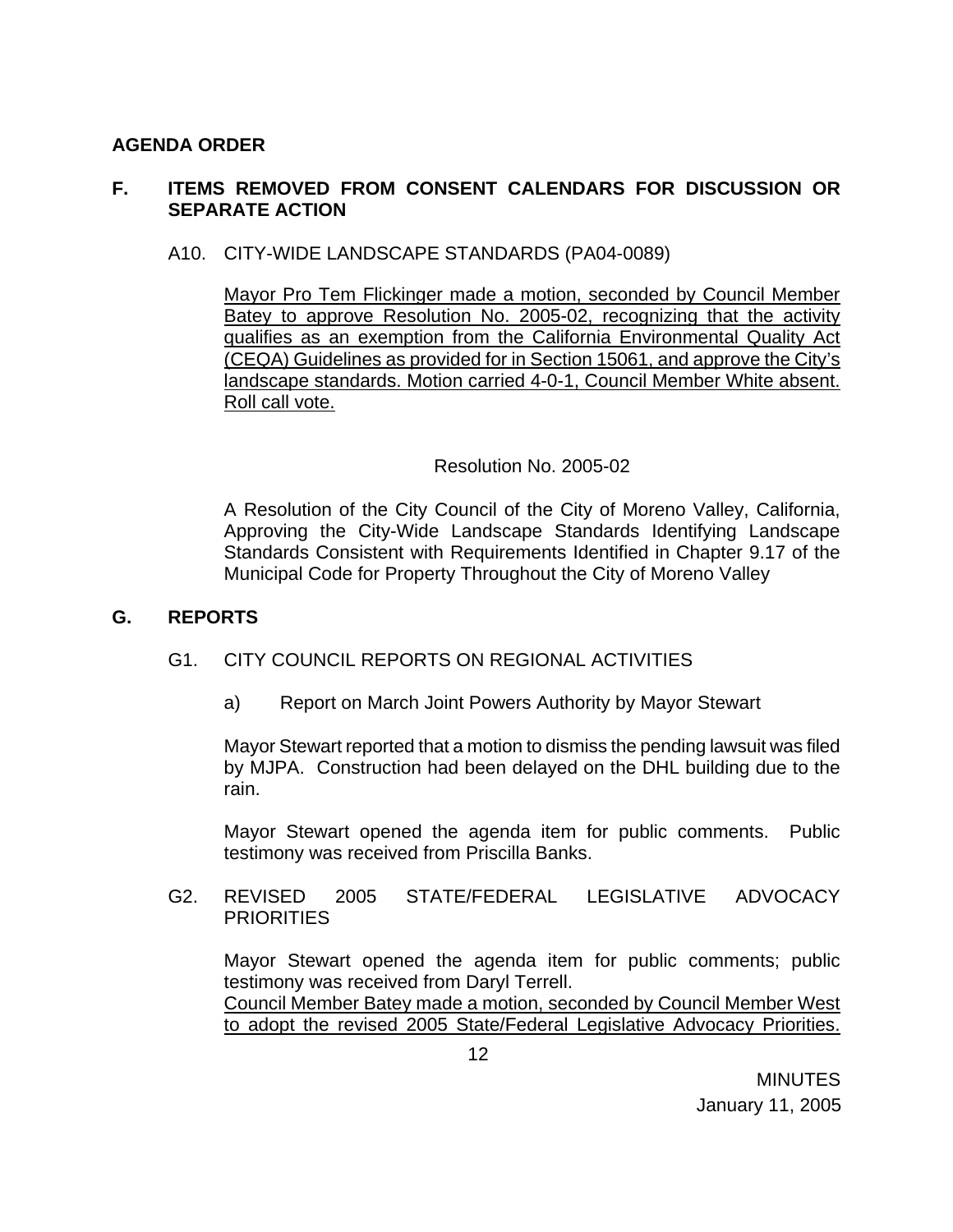**AGENDA ORDER**

**F. ITEMS REMOVED FROM CONSENT CALENDARS FOR DISCUSSION OR SEPARATE ACTION**

A10. CITY-WIDE LANDSCAPE STANDARDS (PA04-0089)

<u>Mayor Pro Tem Flickinger made a motion, seconded by Council Member Batey to approve Resolution No. 2005-02, recognizing that the activity qualifies as an exemption from the California Environmental Quality Act (CEQA) Guidelines as provided for in Section 15061, and approve the City's landscape standards. Motion carried 4-0-1, Council Member White absent. Roll call vote.</u>

Resolution No. 2005-02

A Resolution of the City Council of the City of Moreno Valley, California, Approving the City-Wide Landscape Standards Identifying Landscape Standards Consistent with Requirements Identified in Chapter 9.17 of the Municipal Code for Property Throughout the City of Moreno Valley

**G. REPORTS**

G1. CITY COUNCIL REPORTS ON REGIONAL ACTIVITIES

a) Report on March Joint Powers Authority by Mayor Stewart

Mayor Stewart reported that a motion to dismiss the pending lawsuit was filed by MJPA. Construction had been delayed on the DHL building due to the rain.

Mayor Stewart opened the agenda item for public comments. Public testimony was received from Priscilla Banks.

G2. REVISED 2005 STATE/FEDERAL LEGISLATIVE ADVOCACY PRIORITIES

Mayor Stewart opened the agenda item for public comments; public testimony was received from Daryl Terrell.
<u>Council Member Batey made a motion, seconded by Council Member West to adopt the revised 2005 State/Federal Legislative Advocacy Priorities.</u>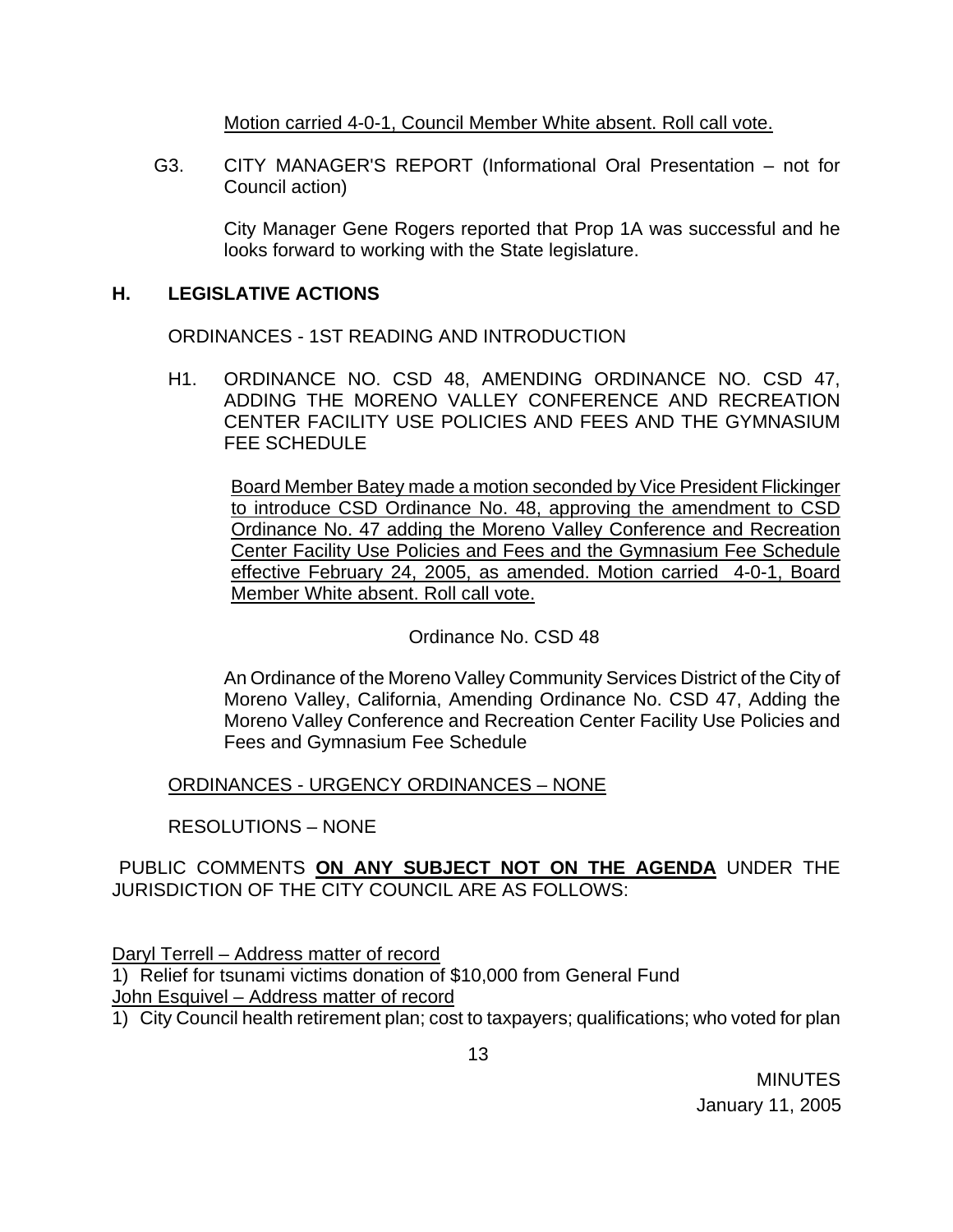Motion carried 4-0-1, Council Member White absent. Roll call vote.

G3. CITY MANAGER'S REPORT (Informational Oral Presentation – not for Council action)

City Manager Gene Rogers reported that Prop 1A was successful and he looks forward to working with the State legislature.

## H. LEGISLATIVE ACTIONS

ORDINANCES - 1ST READING AND INTRODUCTION

H1. ORDINANCE NO. CSD 48, AMENDING ORDINANCE NO. CSD 47, ADDING THE MORENO VALLEY CONFERENCE AND RECREATION CENTER FACILITY USE POLICIES AND FEES AND THE GYMNASIUM FEE SCHEDULE

Board Member Batey made a motion seconded by Vice President Flickinger to introduce CSD Ordinance No. 48, approving the amendment to CSD Ordinance No. 47 adding the Moreno Valley Conference and Recreation Center Facility Use Policies and Fees and the Gymnasium Fee Schedule effective February 24, 2005, as amended. Motion carried 4-0-1, Board Member White absent. Roll call vote.

Ordinance No. CSD 48

An Ordinance of the Moreno Valley Community Services District of the City of Moreno Valley, California, Amending Ordinance No. CSD 47, Adding the Moreno Valley Conference and Recreation Center Facility Use Policies and Fees and Gymnasium Fee Schedule

ORDINANCES - URGENCY ORDINANCES – NONE

RESOLUTIONS – NONE

PUBLIC COMMENTS **ON ANY SUBJECT NOT ON THE AGENDA** UNDER THE JURISDICTION OF THE CITY COUNCIL ARE AS FOLLOWS:

Daryl Terrell – Address matter of record

1) Relief for tsunami victims donation of $10,000 from General Fund

John Esquivel – Address matter of record

1) City Council health retirement plan; cost to taxpayers; qualifications; who voted for plan

MINUTES
January 11, 2005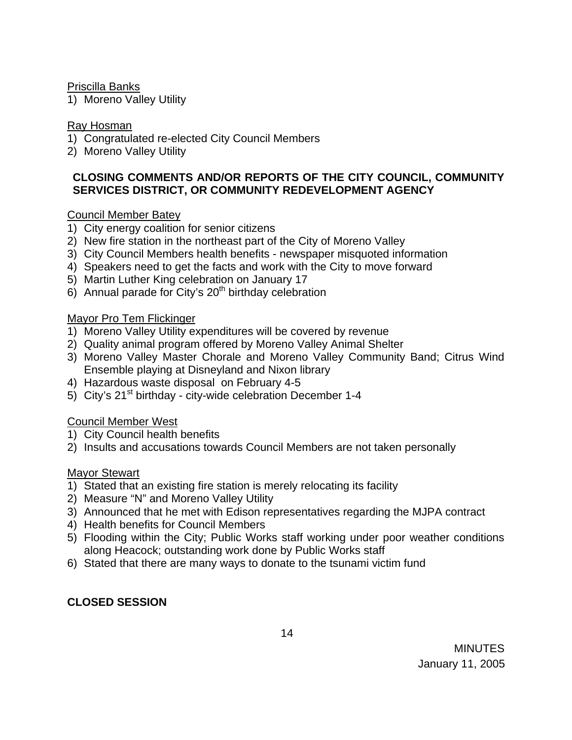Priscilla Banks
1) Moreno Valley Utility

Ray Hosman
1) Congratulated re-elected City Council Members
2) Moreno Valley Utility

**CLOSING COMMENTS AND/OR REPORTS OF THE CITY COUNCIL, COMMUNITY SERVICES DISTRICT, OR COMMUNITY REDEVELOPMENT AGENCY**

Council Member Batey
1) City energy coalition for senior citizens
2) New fire station in the northeast part of the City of Moreno Valley
3) City Council Members health benefits - newspaper misquoted information
4) Speakers need to get the facts and work with the City to move forward
5) Martin Luther King celebration on January 17
6) Annual parade for City's 20th birthday celebration

Mayor Pro Tem Flickinger
1) Moreno Valley Utility expenditures will be covered by revenue
2) Quality animal program offered by Moreno Valley Animal Shelter
3) Moreno Valley Master Chorale and Moreno Valley Community Band; Citrus Wind Ensemble playing at Disneyland and Nixon library
4) Hazardous waste disposal on February 4-5
5) City's 21st birthday - city-wide celebration December 1-4

Council Member West
1) City Council health benefits
2) Insults and accusations towards Council Members are not taken personally

Mayor Stewart
1) Stated that an existing fire station is merely relocating its facility
2) Measure "N" and Moreno Valley Utility
3) Announced that he met with Edison representatives regarding the MJPA contract
4) Health benefits for Council Members
5) Flooding within the City; Public Works staff working under poor weather conditions along Heacock; outstanding work done by Public Works staff
6) Stated that there are many ways to donate to the tsunami victim fund

**CLOSED SESSION**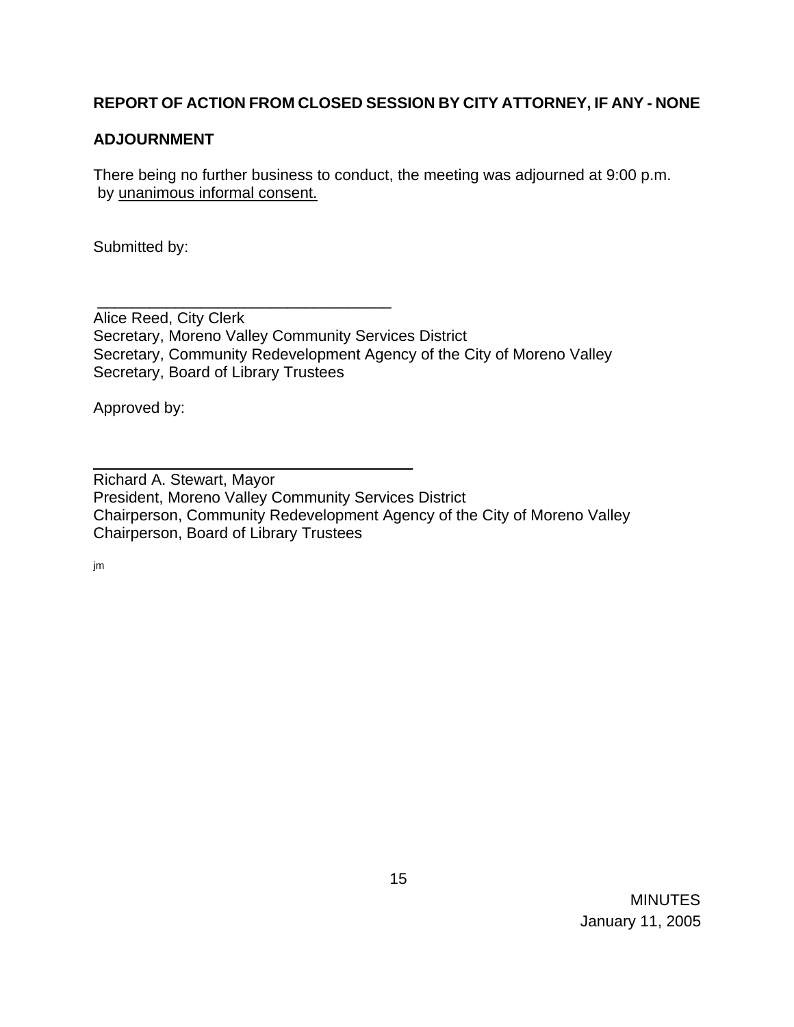**REPORT OF ACTION FROM CLOSED SESSION BY CITY ATTORNEY, IF ANY - NONE**

**ADJOURNMENT**

There being no further business to conduct, the meeting was adjourned at 9:00 p.m. by unanimous informal consent.

Submitted by:

\_\_\_\_\_\_\_\_\_\_\_\_\_\_\_\_\_\_\_\_\_\_\_\_\_\_\_\_\_\_\_\_\_\_\_

Alice Reed, City Clerk
Secretary, Moreno Valley Community Services District
Secretary, Community Redevelopment Agency of the City of Moreno Valley
Secretary, Board of Library Trustees

Approved by:

\_\_\_\_\_\_\_\_\_\_\_\_\_\_\_\_\_\_\_\_\_\_\_\_\_\_\_\_\_\_\_\_\_\_\_

Richard A. Stewart, Mayor
President, Moreno Valley Community Services District
Chairperson, Community Redevelopment Agency of the City of Moreno Valley
Chairperson, Board of Library Trustees

jm

MINUTES
January 11, 2005